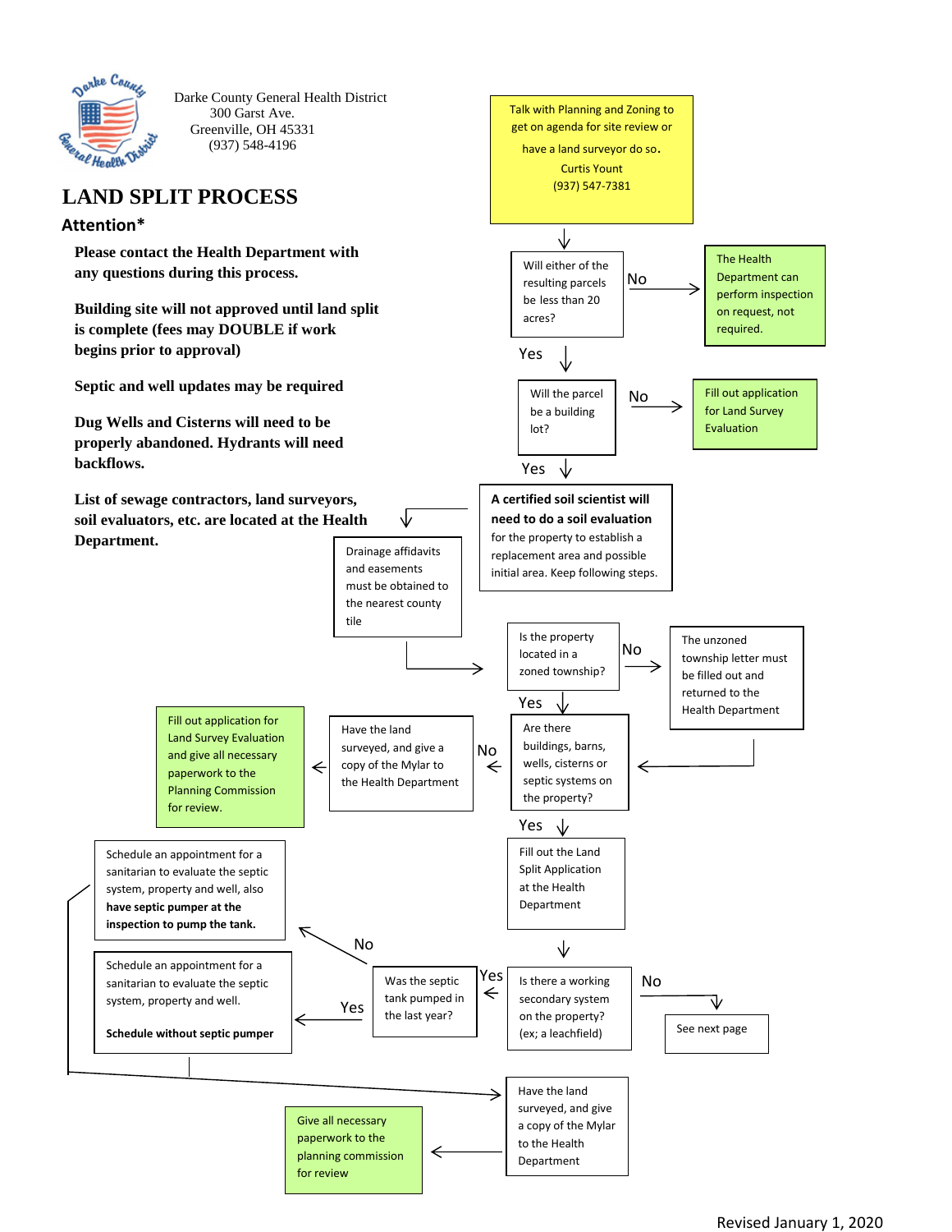Darke County General Health District
300 Garst Ave.
Greenville, OH 45331
(937) 548-4196

# LAND SPLIT PROCESS

## Attention*

**Please contact the Health Department with any questions during this process.**

**Building site will not approved until land split is complete (fees may DOUBLE if work begins prior to approval)**

**Septic and well updates may be required**

**Dug Wells and Cisterns will need to be properly abandoned. Hydrants will need backflows.**

**List of sewage contractors, land surveyors, soil evaluators, etc. are located at the Health Department.**

Talk with Planning and Zoning to get on agenda for site review or have a land surveyor do so.
Curtis Yount
(937) 547-7381

Will either of the resulting parcels be less than 20 acres?

- No → The Health Department can perform inspection on request, not required.
- Yes → Will the parcel be a building lot?
  - No → Fill out application for Land Survey Evaluation
  - Yes → **A certified soil scientist will need to do a soil evaluation** for the property to establish a replacement area and possible initial area. Keep following steps.

Drainage affidavits and easements must be obtained to the nearest county tile

Is the property located in a zoned township?

- No → The unzoned township letter must be filled out and returned to the Health Department
- Yes → Are there buildings, barns, wells, cisterns or septic systems on the property?
  - No → Have the land surveyed, and give a copy of the Mylar to the Health Department → Fill out application for Land Survey Evaluation and give all necessary paperwork to the Planning Commission for review.
  - Yes → Fill out the Land Split Application at the Health Department

Is there a working secondary system on the property? (ex; a leachfield)

- No → See next page
- Yes → Was the septic tank pumped in the last year?
  - No → Schedule an appointment for a sanitarian to evaluate the septic system, property and well, also **have septic pumper at the inspection to pump the tank.**
  - Yes → Schedule an appointment for a sanitarian to evaluate the septic system, property and well. **Schedule without septic pumper**

Have the land surveyed, and give a copy of the Mylar to the Health Department

Give all necessary paperwork to the planning commission for review

Revised January 1, 2020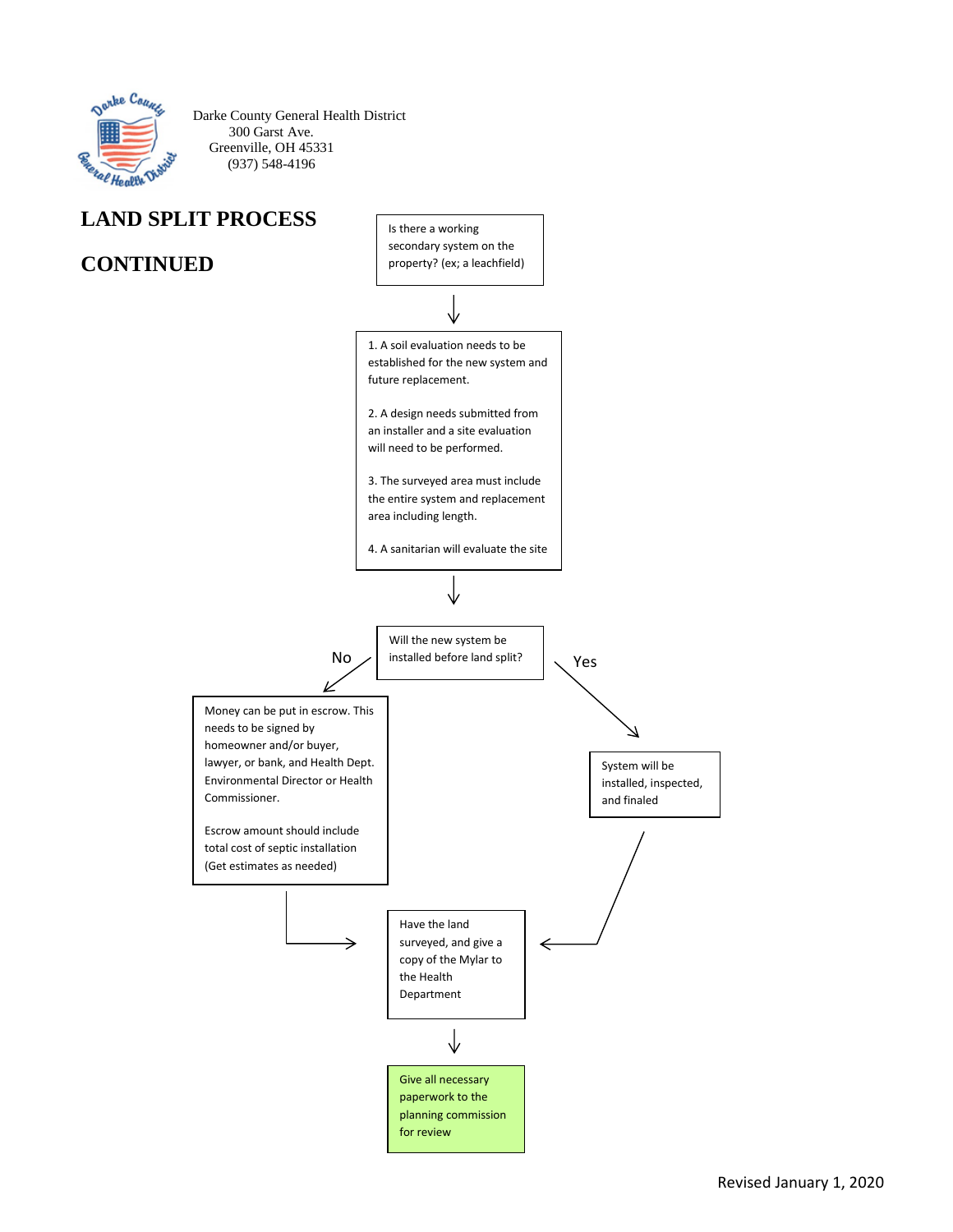Darke County General Health District
300 Garst Ave.
Greenville, OH 45331
(937) 548-4196

# LAND SPLIT PROCESS

# CONTINUED

Is there a working secondary system on the property? (ex; a leachfield)

↓

1. A soil evaluation needs to be established for the new system and future replacement.

2. A design needs submitted from an installer and a site evaluation will need to be performed.

3. The surveyed area must include the entire system and replacement area including length.

4. A sanitarian will evaluate the site

↓

Will the new system be installed before land split?

**No** → Money can be put in escrow. This needs to be signed by homeowner and/or buyer, lawyer, or bank, and Health Dept. Environmental Director or Health Commissioner.

Escrow amount should include total cost of septic installation (Get estimates as needed)

**Yes** → System will be installed, inspected, and finaled

↓

Have the land surveyed, and give a copy of the Mylar to the Health Department

↓

Give all necessary paperwork to the planning commission for review

Revised January 1, 2020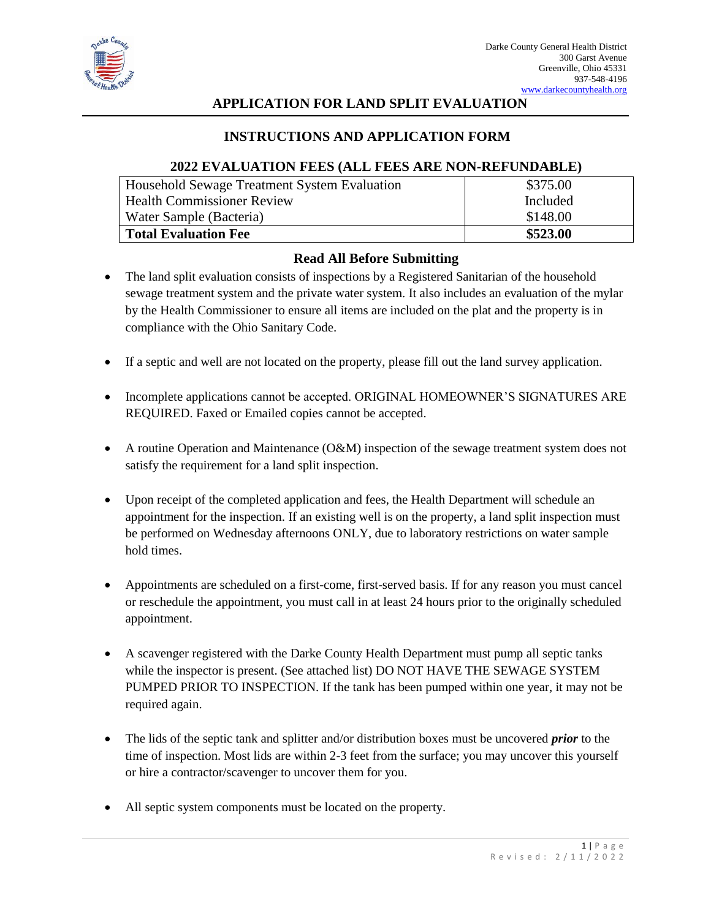Darke County General Health District
300 Garst Avenue
Greenville, Ohio 45331
937-548-4196
www.darkecountyhealth.org

# APPLICATION FOR LAND SPLIT EVALUATION

## INSTRUCTIONS AND APPLICATION FORM

### 2022 EVALUATION FEES (ALL FEES ARE NON-REFUNDABLE)

| Household Sewage Treatment System Evaluation | $375.00 |
|---|---|
| Health Commissioner Review | Included |
| Water Sample (Bacteria) | $148.00 |
| **Total Evaluation Fee** | **$523.00** |

### Read All Before Submitting

- The land split evaluation consists of inspections by a Registered Sanitarian of the household sewage treatment system and the private water system. It also includes an evaluation of the mylar by the Health Commissioner to ensure all items are included on the plat and the property is in compliance with the Ohio Sanitary Code.

- If a septic and well are not located on the property, please fill out the land survey application.

- Incomplete applications cannot be accepted. ORIGINAL HOMEOWNER'S SIGNATURES ARE REQUIRED. Faxed or Emailed copies cannot be accepted.

- A routine Operation and Maintenance (O&M) inspection of the sewage treatment system does not satisfy the requirement for a land split inspection.

- Upon receipt of the completed application and fees, the Health Department will schedule an appointment for the inspection. If an existing well is on the property, a land split inspection must be performed on Wednesday afternoons ONLY, due to laboratory restrictions on water sample hold times.

- Appointments are scheduled on a first-come, first-served basis. If for any reason you must cancel or reschedule the appointment, you must call in at least 24 hours prior to the originally scheduled appointment.

- A scavenger registered with the Darke County Health Department must pump all septic tanks while the inspector is present. (See attached list) DO NOT HAVE THE SEWAGE SYSTEM PUMPED PRIOR TO INSPECTION. If the tank has been pumped within one year, it may not be required again.

- The lids of the septic tank and splitter and/or distribution boxes must be uncovered ***prior*** to the time of inspection. Most lids are within 2-3 feet from the surface; you may uncover this yourself or hire a contractor/scavenger to uncover them for you.

- All septic system components must be located on the property.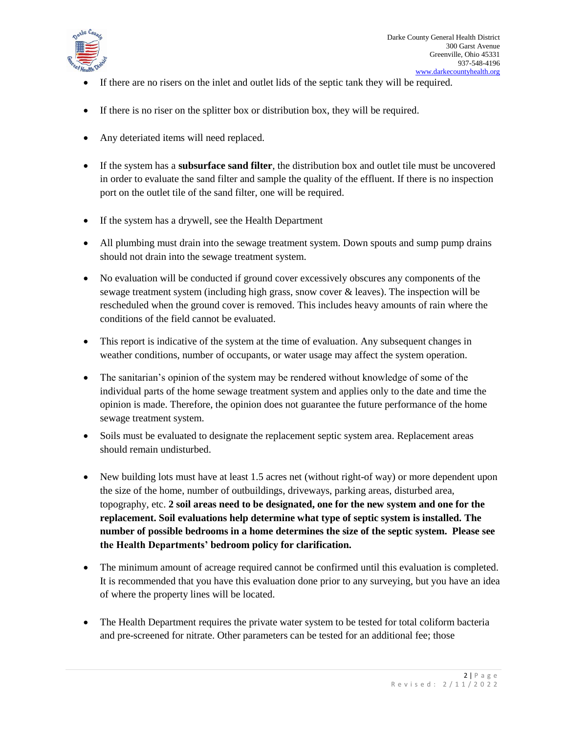- If there are no risers on the inlet and outlet lids of the septic tank they will be required.
- If there is no riser on the splitter box or distribution box, they will be required.
- Any deteriated items will need replaced.
- If the system has a **subsurface sand filter**, the distribution box and outlet tile must be uncovered in order to evaluate the sand filter and sample the quality of the effluent. If there is no inspection port on the outlet tile of the sand filter, one will be required.
- If the system has a drywell, see the Health Department
- All plumbing must drain into the sewage treatment system. Down spouts and sump pump drains should not drain into the sewage treatment system.
- No evaluation will be conducted if ground cover excessively obscures any components of the sewage treatment system (including high grass, snow cover & leaves). The inspection will be rescheduled when the ground cover is removed. This includes heavy amounts of rain where the conditions of the field cannot be evaluated.
- This report is indicative of the system at the time of evaluation. Any subsequent changes in weather conditions, number of occupants, or water usage may affect the system operation.
- The sanitarian's opinion of the system may be rendered without knowledge of some of the individual parts of the home sewage treatment system and applies only to the date and time the opinion is made. Therefore, the opinion does not guarantee the future performance of the home sewage treatment system.
- Soils must be evaluated to designate the replacement septic system area. Replacement areas should remain undisturbed.
- New building lots must have at least 1.5 acres net (without right-of way) or more dependent upon the size of the home, number of outbuildings, driveways, parking areas, disturbed area, topography, etc. **2 soil areas need to be designated, one for the new system and one for the replacement. Soil evaluations help determine what type of septic system is installed. The number of possible bedrooms in a home determines the size of the septic system. Please see the Health Departments' bedroom policy for clarification.**
- The minimum amount of acreage required cannot be confirmed until this evaluation is completed. It is recommended that you have this evaluation done prior to any surveying, but you have an idea of where the property lines will be located.
- The Health Department requires the private water system to be tested for total coliform bacteria and pre-screened for nitrate. Other parameters can be tested for an additional fee; those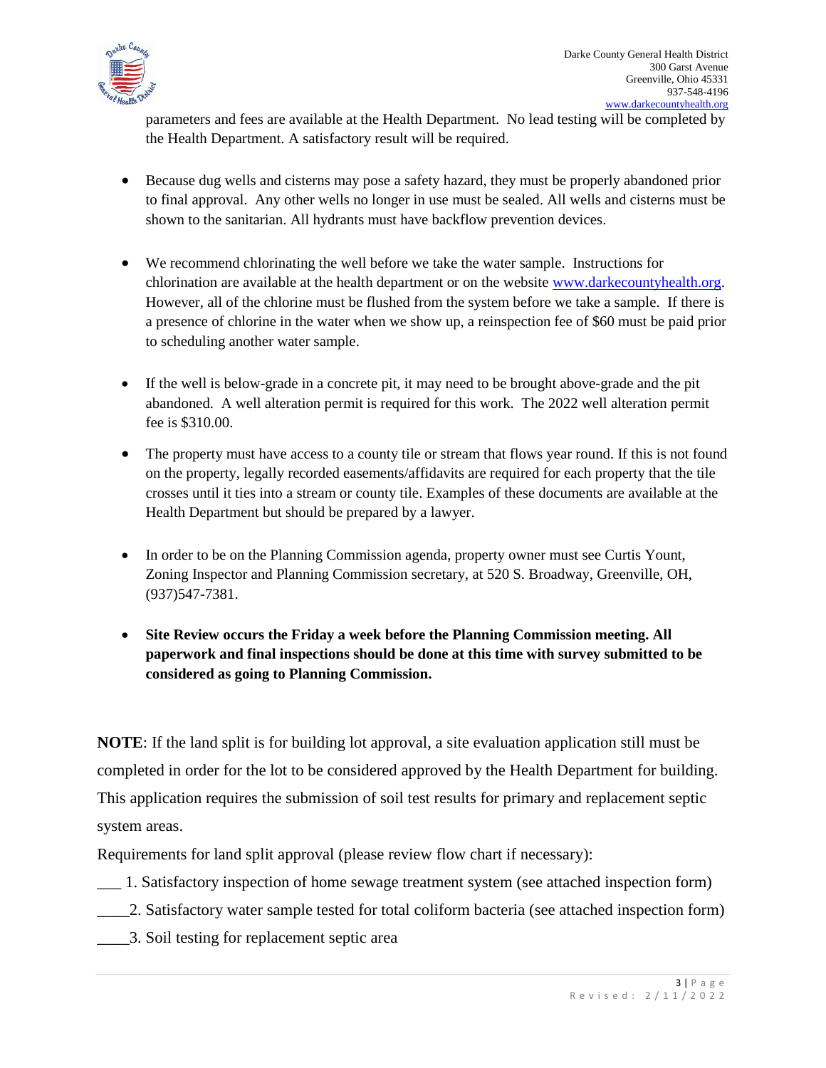parameters and fees are available at the Health Department. No lead testing will be completed by the Health Department. A satisfactory result will be required.

- Because dug wells and cisterns may pose a safety hazard, they must be properly abandoned prior to final approval. Any other wells no longer in use must be sealed. All wells and cisterns must be shown to the sanitarian. All hydrants must have backflow prevention devices.
- We recommend chlorinating the well before we take the water sample. Instructions for chlorination are available at the health department or on the website www.darkecountyhealth.org. However, all of the chlorine must be flushed from the system before we take a sample. If there is a presence of chlorine in the water when we show up, a reinspection fee of $60 must be paid prior to scheduling another water sample.
- If the well is below-grade in a concrete pit, it may need to be brought above-grade and the pit abandoned. A well alteration permit is required for this work. The 2022 well alteration permit fee is $310.00.
- The property must have access to a county tile or stream that flows year round. If this is not found on the property, legally recorded easements/affidavits are required for each property that the tile crosses until it ties into a stream or county tile. Examples of these documents are available at the Health Department but should be prepared by a lawyer.
- In order to be on the Planning Commission agenda, property owner must see Curtis Yount, Zoning Inspector and Planning Commission secretary, at 520 S. Broadway, Greenville, OH, (937)547-7381.
- **Site Review occurs the Friday a week before the Planning Commission meeting. All paperwork and final inspections should be done at this time with survey submitted to be considered as going to Planning Commission.**

**NOTE**: If the land split is for building lot approval, a site evaluation application still must be completed in order for the lot to be considered approved by the Health Department for building. This application requires the submission of soil test results for primary and replacement septic system areas.

Requirements for land split approval (please review flow chart if necessary):

___ 1. Satisfactory inspection of home sewage treatment system (see attached inspection form)

____2. Satisfactory water sample tested for total coliform bacteria (see attached inspection form)

____3. Soil testing for replacement septic area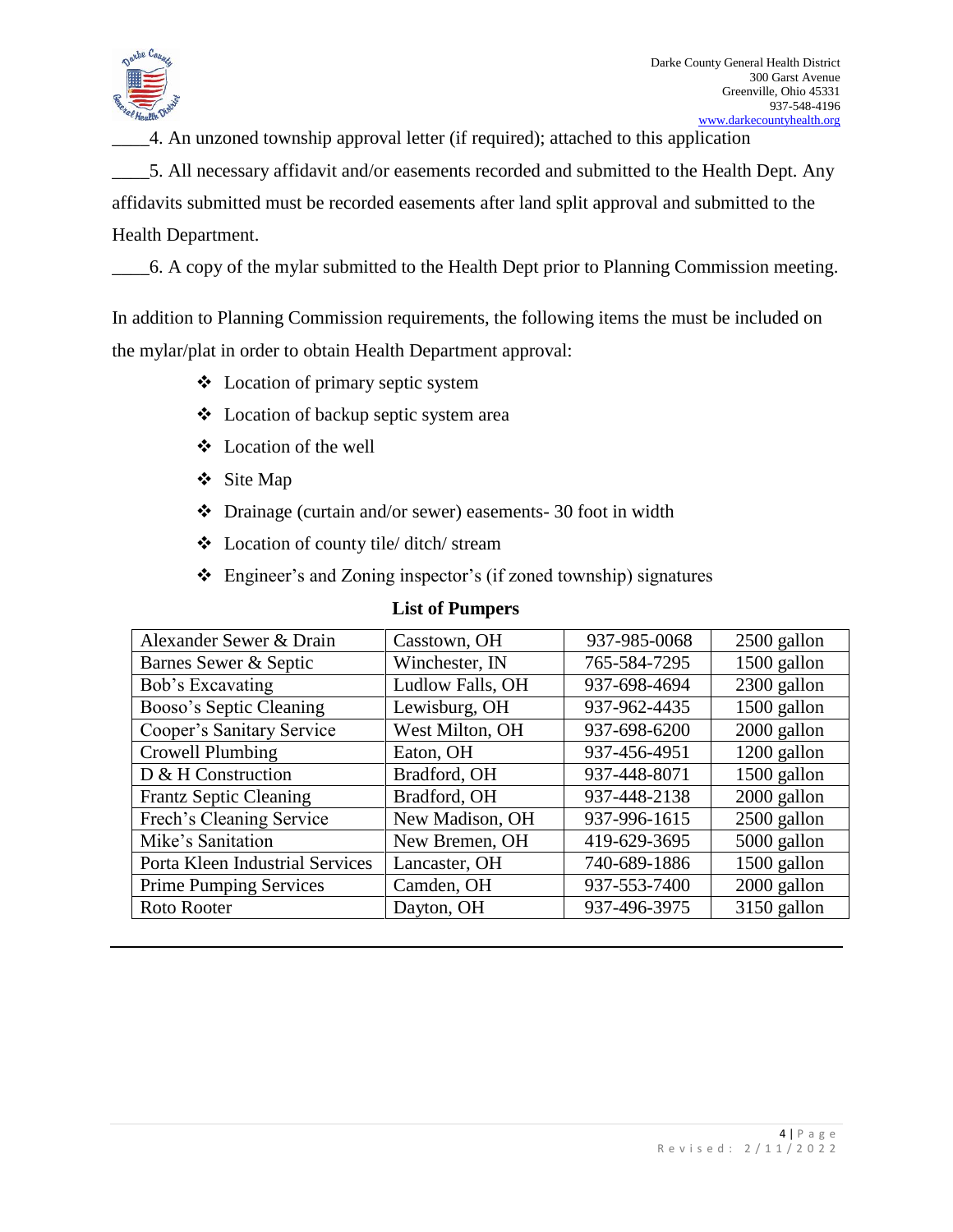____4. An unzoned township approval letter (if required); attached to this application

____5. All necessary affidavit and/or easements recorded and submitted to the Health Dept. Any affidavits submitted must be recorded easements after land split approval and submitted to the Health Department.

____6. A copy of the mylar submitted to the Health Dept prior to Planning Commission meeting.

In addition to Planning Commission requirements, the following items the must be included on the mylar/plat in order to obtain Health Department approval:

- Location of primary septic system
- Location of backup septic system area
- Location of the well
- Site Map
- Drainage (curtain and/or sewer) easements- 30 foot in width
- Location of county tile/ ditch/ stream
- Engineer's and Zoning inspector's (if zoned township) signatures

**List of Pumpers**

| | | | |
|---|---|---|---|
| Alexander Sewer & Drain | Casstown, OH | 937-985-0068 | 2500 gallon |
| Barnes Sewer & Septic | Winchester, IN | 765-584-7295 | 1500 gallon |
| Bob's Excavating | Ludlow Falls, OH | 937-698-4694 | 2300 gallon |
| Booso's Septic Cleaning | Lewisburg, OH | 937-962-4435 | 1500 gallon |
| Cooper's Sanitary Service | West Milton, OH | 937-698-6200 | 2000 gallon |
| Crowell Plumbing | Eaton, OH | 937-456-4951 | 1200 gallon |
| D & H Construction | Bradford, OH | 937-448-8071 | 1500 gallon |
| Frantz Septic Cleaning | Bradford, OH | 937-448-2138 | 2000 gallon |
| Frech's Cleaning Service | New Madison, OH | 937-996-1615 | 2500 gallon |
| Mike's Sanitation | New Bremen, OH | 419-629-3695 | 5000 gallon |
| Porta Kleen Industrial Services | Lancaster, OH | 740-689-1886 | 1500 gallon |
| Prime Pumping Services | Camden, OH | 937-553-7400 | 2000 gallon |
| Roto Rooter | Dayton, OH | 937-496-3975 | 3150 gallon |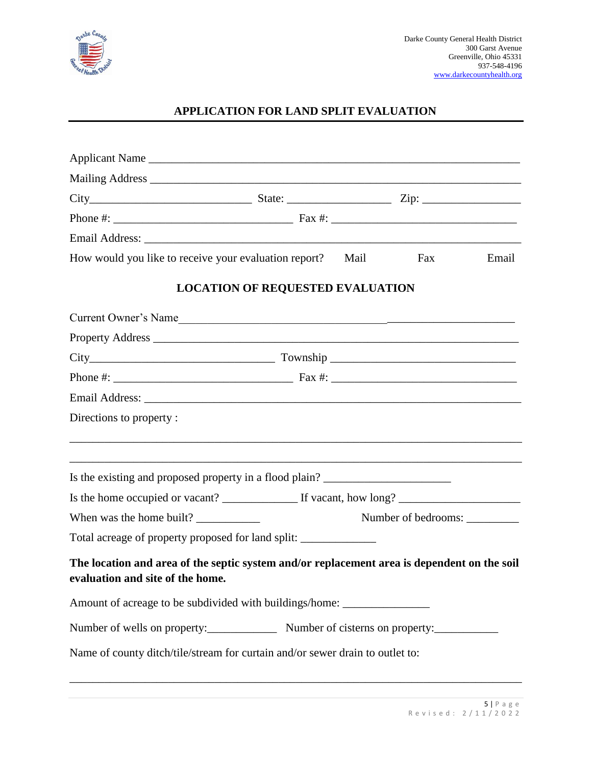Darke County General Health District
300 Garst Avenue
Greenville, Ohio 45331
937-548-4196
www.darkecountyhealth.org

## APPLICATION FOR LAND SPLIT EVALUATION

Applicant Name ______________________________________________________________

Mailing Address ______________________________________________________________

City___________________________ State: __________________ Zip: ________________

Phone #: ________________________________ Fax #: _________________________________

Email Address: _______________________________________________________________

How would you like to receive your evaluation report? Mail Fax Email

## LOCATION OF REQUESTED EVALUATION

Current Owner's Name__________________________________________________________

Property Address ______________________________________________________________

City_________________________________ Township _________________________________

Phone #: ________________________________ Fax #: _________________________________

Email Address: _______________________________________________________________

Directions to property :

______________________________________________________________________________

______________________________________________________________________________

Is the existing and proposed property in a flood plain? ______________________

Is the home occupied or vacant? _____________ If vacant, how long? ____________________

When was the home built? ___________ Number of bedrooms: _________

Total acreage of property proposed for land split: _____________

**The location and area of the septic system and/or replacement area is dependent on the soil evaluation and site of the home.**

Amount of acreage to be subdivided with buildings/home: _______________

Number of wells on property:____________ Number of cisterns on property:___________

Name of county ditch/tile/stream for curtain and/or sewer drain to outlet to:

______________________________________________________________________________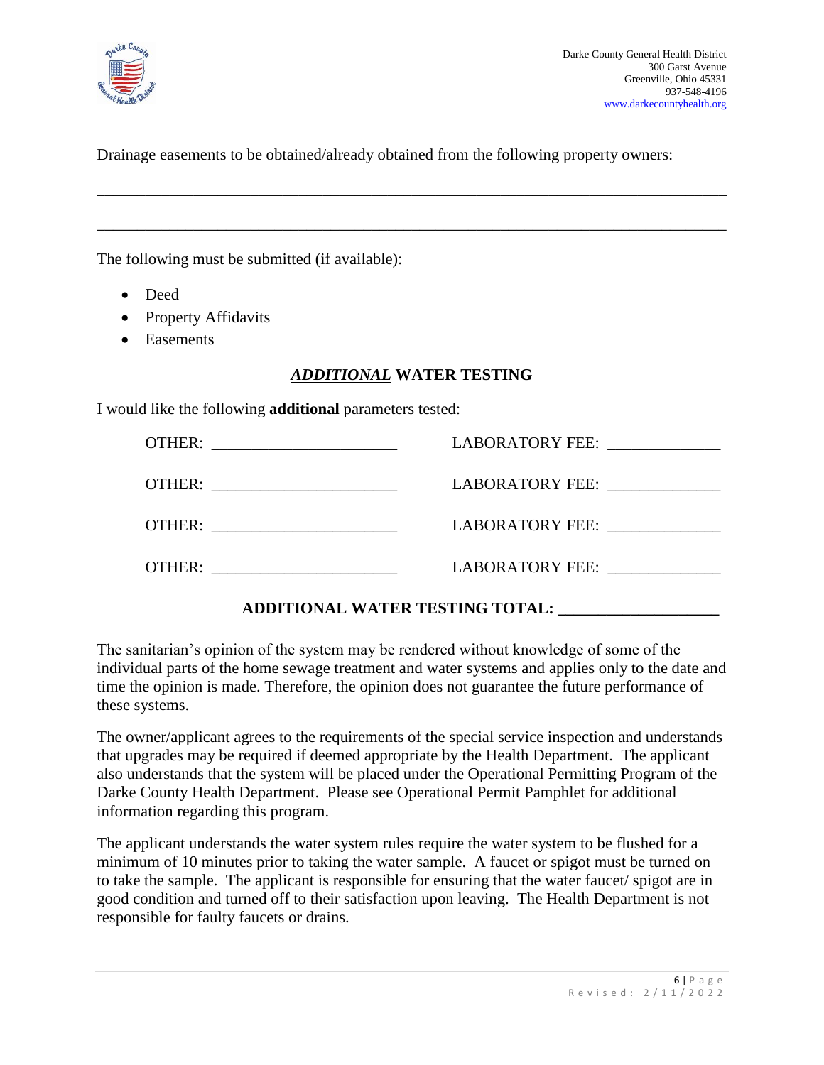Drainage easements to be obtained/already obtained from the following property owners:

\_\_\_\_\_\_\_\_\_\_\_\_\_\_\_\_\_\_\_\_\_\_\_\_\_\_\_\_\_\_\_\_\_\_\_\_\_\_\_\_\_\_\_\_\_\_\_\_\_\_\_\_\_\_\_\_\_\_\_\_\_\_\_\_\_\_\_\_\_\_\_\_

\_\_\_\_\_\_\_\_\_\_\_\_\_\_\_\_\_\_\_\_\_\_\_\_\_\_\_\_\_\_\_\_\_\_\_\_\_\_\_\_\_\_\_\_\_\_\_\_\_\_\_\_\_\_\_\_\_\_\_\_\_\_\_\_\_\_\_\_\_\_\_\_

The following must be submitted (if available):

- Deed
- Property Affidavits
- Easements

## ***ADDITIONAL*** **WATER TESTING**

I would like the following **additional** parameters tested:

OTHER: \_\_\_\_\_\_\_\_\_\_\_\_\_\_\_\_\_\_\_\_\_\_ LABORATORY FEE: \_\_\_\_\_\_\_\_\_\_\_\_\_

OTHER: \_\_\_\_\_\_\_\_\_\_\_\_\_\_\_\_\_\_\_\_\_\_ LABORATORY FEE: \_\_\_\_\_\_\_\_\_\_\_\_\_

OTHER: \_\_\_\_\_\_\_\_\_\_\_\_\_\_\_\_\_\_\_\_\_\_ LABORATORY FEE: \_\_\_\_\_\_\_\_\_\_\_\_\_

OTHER: \_\_\_\_\_\_\_\_\_\_\_\_\_\_\_\_\_\_\_\_\_\_ LABORATORY FEE: \_\_\_\_\_\_\_\_\_\_\_\_\_

**ADDITIONAL WATER TESTING TOTAL: \_\_\_\_\_\_\_\_\_\_\_\_\_\_\_\_\_\_\_**

The sanitarian's opinion of the system may be rendered without knowledge of some of the individual parts of the home sewage treatment and water systems and applies only to the date and time the opinion is made. Therefore, the opinion does not guarantee the future performance of these systems.

The owner/applicant agrees to the requirements of the special service inspection and understands that upgrades may be required if deemed appropriate by the Health Department. The applicant also understands that the system will be placed under the Operational Permitting Program of the Darke County Health Department. Please see Operational Permit Pamphlet for additional information regarding this program.

The applicant understands the water system rules require the water system to be flushed for a minimum of 10 minutes prior to taking the water sample. A faucet or spigot must be turned on to take the sample. The applicant is responsible for ensuring that the water faucet/ spigot are in good condition and turned off to their satisfaction upon leaving. The Health Department is not responsible for faulty faucets or drains.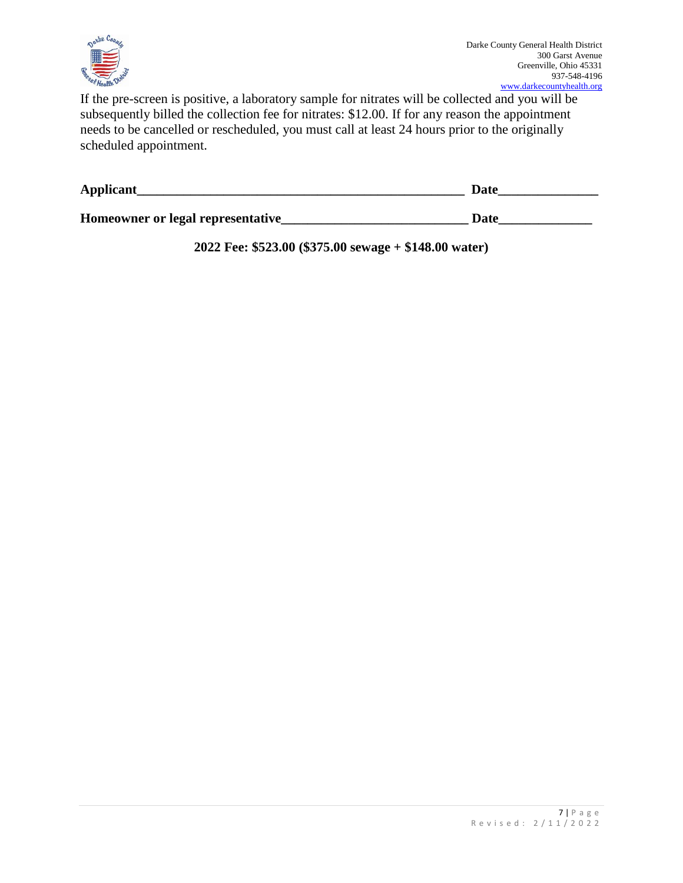If the pre-screen is positive, a laboratory sample for nitrates will be collected and you will be subsequently billed the collection fee for nitrates: $12.00. If for any reason the appointment needs to be cancelled or rescheduled, you must call at least 24 hours prior to the originally scheduled appointment.

**Applicant**_________________________________________________ **Date**______________

**Homeowner or legal representative**___________________________ **Date**_____________

**2022 Fee: $523.00 ($375.00 sewage + $148.00 water)**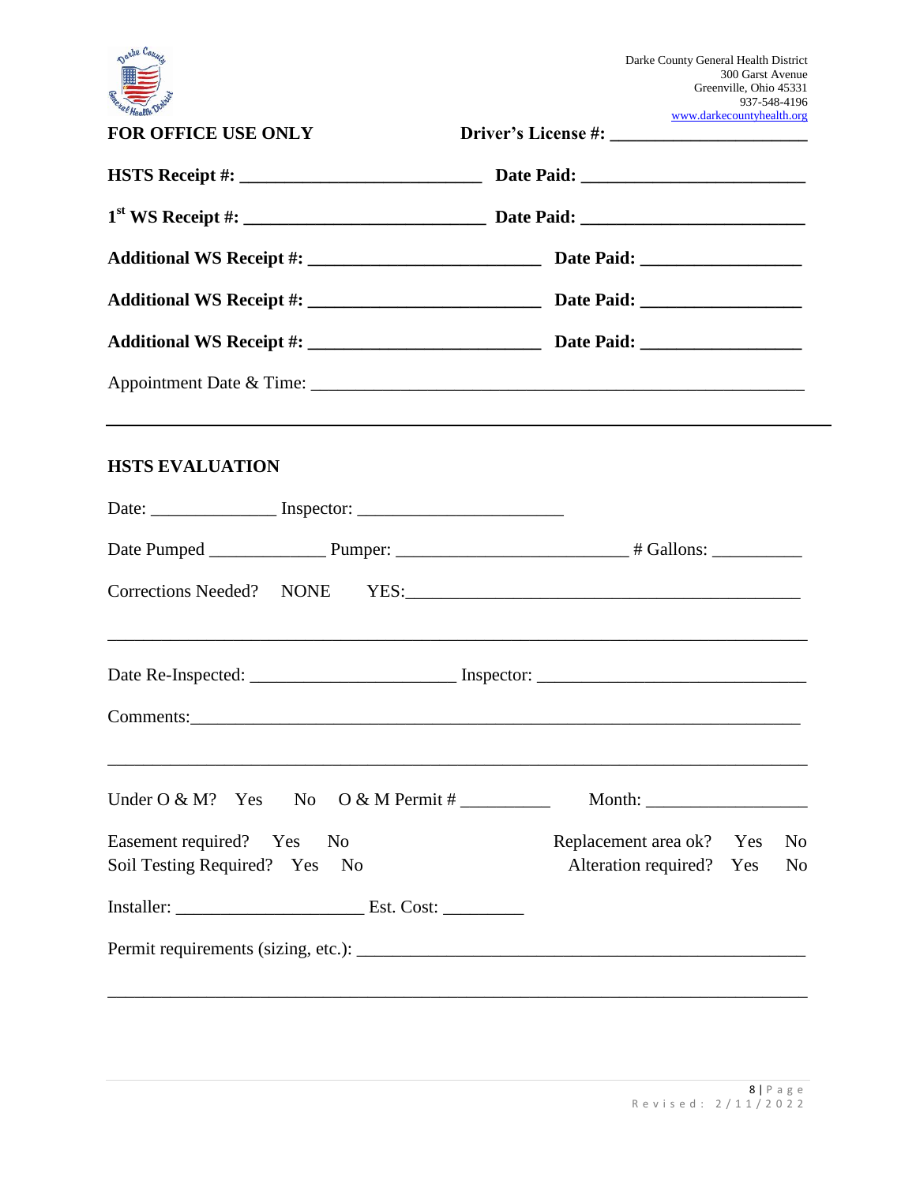Darke County General Health District
300 Garst Avenue
Greenville, Ohio 45331
937-548-4196
www.darkecountyhealth.org

**FOR OFFICE USE ONLY** **Driver's License #: ____________________**

**HSTS Receipt #: ________________________** **Date Paid: ______________________**

**1st WS Receipt #: ________________________** **Date Paid: ______________________**

**Additional WS Receipt #: ______________________** **Date Paid: ________________**

**Additional WS Receipt #: ______________________** **Date Paid: ________________**

**Additional WS Receipt #: ______________________** **Date Paid: ________________**

Appointment Date & Time: ______________________________________________________

---

## HSTS EVALUATION

Date: ______________ Inspector: ______________________

Date Pumped _____________ Pumper: ________________________ # Gallons: __________

Corrections Needed? NONE YES:__________________________________________

___________________________________________________________________________

Date Re-Inspected: _____________________ Inspector: ___________________________

Comments:_________________________________________________________________

___________________________________________________________________________

Under O & M? Yes No O & M Permit # __________ Month: _________________

Easement required? Yes No

Soil Testing Required? Yes No

Replacement area ok? Yes No

Alteration required? Yes No

Installer: ____________________ Est. Cost: _________

Permit requirements (sizing, etc.): ___________________________________________

___________________________________________________________________________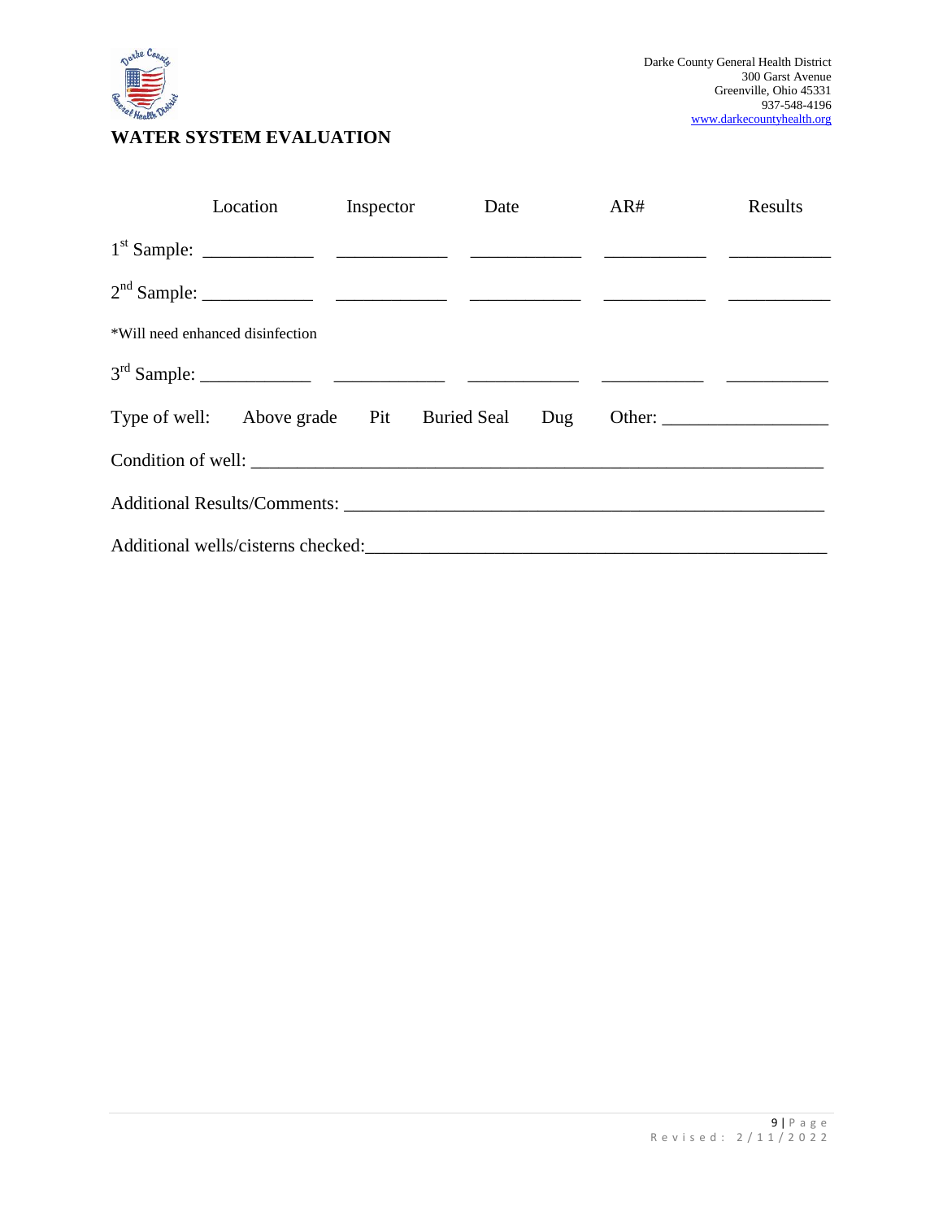Darke County General Health District
300 Garst Avenue
Greenville, Ohio 45331
937-548-4196
www.darkecountyhealth.org

# WATER SYSTEM EVALUATION

| | Location | Inspector | Date | AR# | Results |
|---|---|---|---|---|---|
| 1st Sample: | ___________ | ___________ | ___________ | ___________ | ___________ |
| 2nd Sample: | ___________ | ___________ | ___________ | ___________ | ___________ |

*Will need enhanced disinfection

| | | | | | |
|---|---|---|---|---|---|
| 3rd Sample: | ___________ | ___________ | ___________ | ___________ | ___________ |

Type of well: Above grade Pit Buried Seal Dug Other: _________________

Condition of well: _____________________________________________________________

Additional Results/Comments: _____________________________________________________

Additional wells/cisterns checked:___________________________________________________